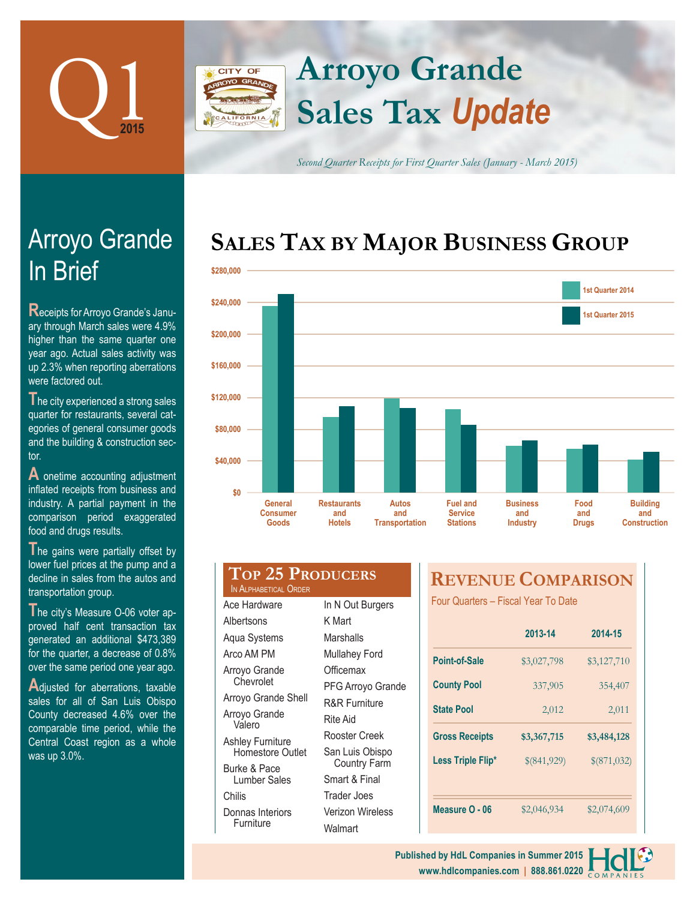# Q1 2015

# Arroyo Grande Sales Tax *Update*

*Second Quarter Receipts for First Quarter Sales (January - March 2015)*

## Arroyo Grande In Brief

Receipts for Arroyo Grande's January through March sales were 4.9% higher than the same quarter one year ago. Actual sales activity was up 2.3% when reporting aberrations were factored out.

The city experienced a strong sales quarter for restaurants, several categories of general consumer goods and the building & construction sector.

A onetime accounting adjustment inflated receipts from business and industry. A partial payment in the comparison period exaggerated food and drugs results.

The gains were partially offset by lower fuel prices at the pump and a decline in sales from the autos and transportation group.

The city's Measure O-06 voter approved half cent transaction tax generated an additional $473,389 for the quarter, a decrease of 0.8% over the same period one year ago.

Adjusted for aberrations, taxable sales for all of San Luis Obispo County decreased 4.6% over the comparable time period, while the Central Coast region as a whole was up 3.0%.

## Sales Tax by Major Business Group

(Bar chart comparing 1st Quarter 2014 and 1st Quarter 2015; scale $0 to $280,000. Categories: General Consumer Goods, Restaurants and Hotels, Autos and Transportation, Fuel and Service Stations, Business and Industry, Food and Drugs, Building and Construction.)

## Top 25 Producers

In Alphabetical Order

- Ace Hardware
- Albertsons
- Aqua Systems
- Arco AM PM
- Arroyo Grande Chevrolet
- Arroyo Grande Shell
- Arroyo Grande Valero
- Ashley Furniture Homestore Outlet
- Burke & Pace Lumber Sales
- Chilis
- Donnas Interiors Furniture
- In N Out Burgers
- K Mart
- Marshalls
- Mullahey Ford
- Officemax
- PFG Arroyo Grande
- R&R Furniture
- Rite Aid
- Rooster Creek
- San Luis Obispo Country Farm
- Smart & Final
- Trader Joes
- Verizon Wireless
- Walmart

## Revenue Comparison

Four Quarters – Fiscal Year To Date

| | 2013-14 | 2014-15 |
|---|---|---|
| Point-of-Sale | $3,027,798 | $3,127,710 |
| County Pool | 337,905 | 354,407 |
| State Pool | 2,012 | 2,011 |
| Gross Receipts | $3,367,715 | $3,484,128 |
| Less Triple Flip* | $(841,929) | $(871,032) |
| Measure O - 06 | $2,046,934 | $2,074,609 |

Published by HdL Companies in Summer 2015
www.hdlcompanies.com | 888.861.0220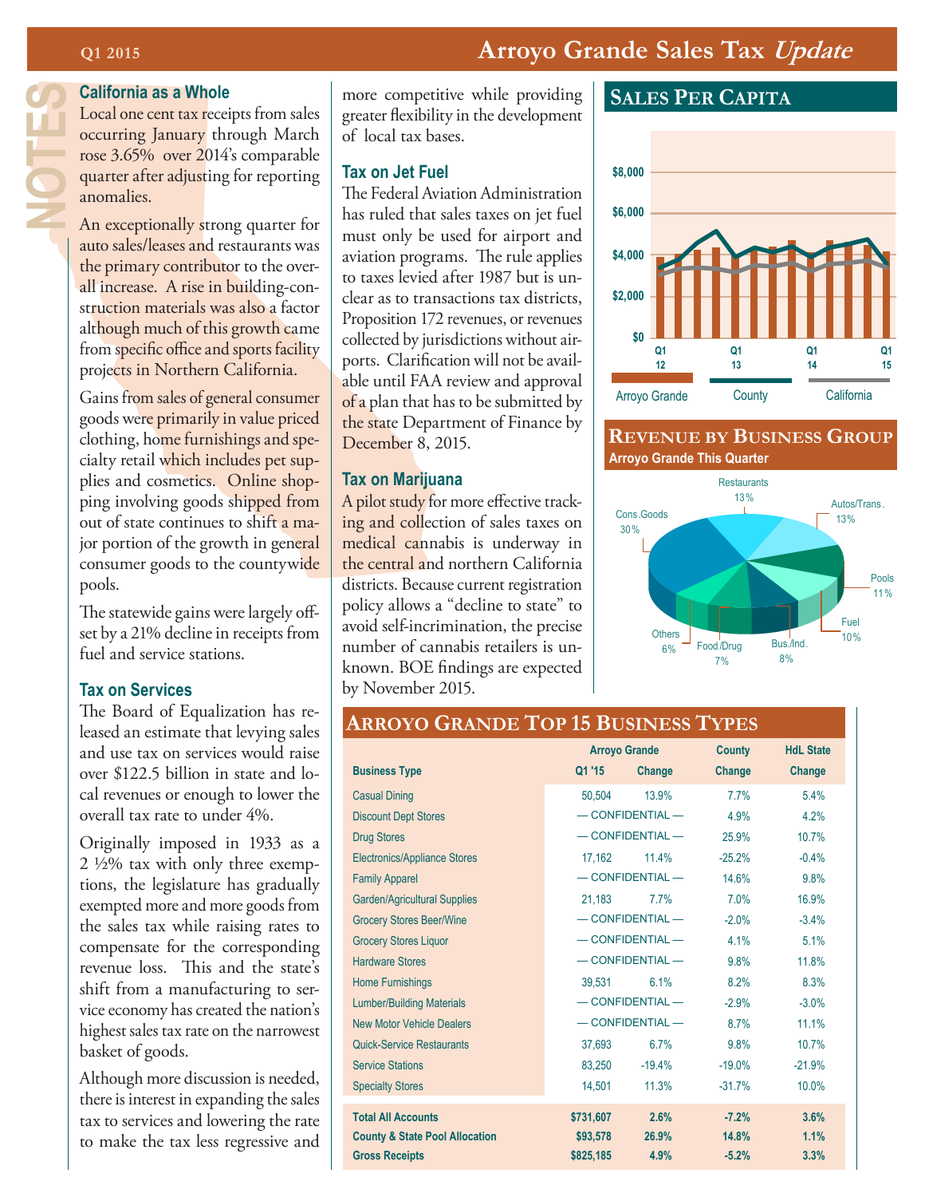# NOTES

### California as a Whole

Local one cent tax receipts from sales occurring January through March rose 3.65% over 2014's comparable quarter after adjusting for reporting anomalies.

An exceptionally strong quarter for auto sales/leases and restaurants was the primary contributor to the overall increase. A rise in building-construction materials was also a factor although much of this growth came from specific office and sports facility projects in Northern California.

Gains from sales of general consumer goods were primarily in value priced clothing, home furnishings and specialty retail which includes pet supplies and cosmetics. Online shopping involving goods shipped from out of state continues to shift a major portion of the growth in general consumer goods to the countywide pools.

The statewide gains were largely offset by a 21% decline in receipts from fuel and service stations.

### Tax on Services

The Board of Equalization has released an estimate that levying sales and use tax on services would raise over $122.5 billion in state and local revenues or enough to lower the overall tax rate to under 4%.

Originally imposed in 1933 as a 2 ½% tax with only three exemptions, the legislature has gradually exempted more and more goods from the sales tax while raising rates to compensate for the corresponding revenue loss. This and the state's shift from a manufacturing to service economy has created the nation's highest sales tax rate on the narrowest basket of goods.

Although more discussion is needed, there is interest in expanding the sales tax to services and lowering the rate to make the tax less regressive and more competitive while providing greater flexibility in the development of local tax bases.

### Tax on Jet Fuel

The Federal Aviation Administration has ruled that sales taxes on jet fuel must only be used for airport and aviation programs. The rule applies to taxes levied after 1987 but is unclear as to transactions tax districts, Proposition 172 revenues, or revenues collected by jurisdictions without airports. Clarification will not be available until FAA review and approval of a plan that has to be submitted by the state Department of Finance by December 8, 2015.

### Tax on Marijuana

A pilot study for more effective tracking and collection of sales taxes on medical cannabis is underway in the central and northern California districts. Because current registration policy allows a "decline to state" to avoid self-incrimination, the precise number of cannabis retailers is unknown. BOE findings are expected by November 2015.

## Sales Per Capita

$8,000
$6,000
$4,000
$2,000
$0

Q1 12
Q1 13
Q1 14
Q1 15

Arroyo Grande
County
California

## Revenue by Business Group

Arroyo Grande This Quarter

Cons.Goods 30%
Restaurants 13%
Autos/Trans. 13%
Pools 11%
Fuel 10%
Bus./Ind. 8%
Food/Drug 7%
Others 6%

## Arroyo Grande Top 15 Business Types

| Business Type | Arroyo Grande Q1 '15 | Arroyo Grande Change | County Change | HdL State Change |
|---|---|---|---|---|
| Casual Dining | 50,504 | 13.9% | 7.7% | 5.4% |
| Discount Dept Stores | — CONFIDENTIAL — | | 4.9% | 4.2% |
| Drug Stores | — CONFIDENTIAL — | | 25.9% | 10.7% |
| Electronics/Appliance Stores | 17,162 | 11.4% | -25.2% | -0.4% |
| Family Apparel | — CONFIDENTIAL — | | 14.6% | 9.8% |
| Garden/Agricultural Supplies | 21,183 | 7.7% | 7.0% | 16.9% |
| Grocery Stores Beer/Wine | — CONFIDENTIAL — | | -2.0% | -3.4% |
| Grocery Stores Liquor | — CONFIDENTIAL — | | 4.1% | 5.1% |
| Hardware Stores | — CONFIDENTIAL — | | 9.8% | 11.8% |
| Home Furnishings | 39,531 | 6.1% | 8.2% | 8.3% |
| Lumber/Building Materials | — CONFIDENTIAL — | | -2.9% | -3.0% |
| New Motor Vehicle Dealers | — CONFIDENTIAL — | | 8.7% | 11.1% |
| Quick-Service Restaurants | 37,693 | 6.7% | 9.8% | 10.7% |
| Service Stations | 83,250 | -19.4% | -19.0% | -21.9% |
| Specialty Stores | 14,501 | 11.3% | -31.7% | 10.0% |
| **Total All Accounts** | **$731,607** | **2.6%** | **-7.2%** | **3.6%** |
| **County & State Pool Allocation** | **$93,578** | **26.9%** | **14.8%** | **1.1%** |
| **Gross Receipts** | **$825,185** | **4.9%** | **-5.2%** | **3.3%** |